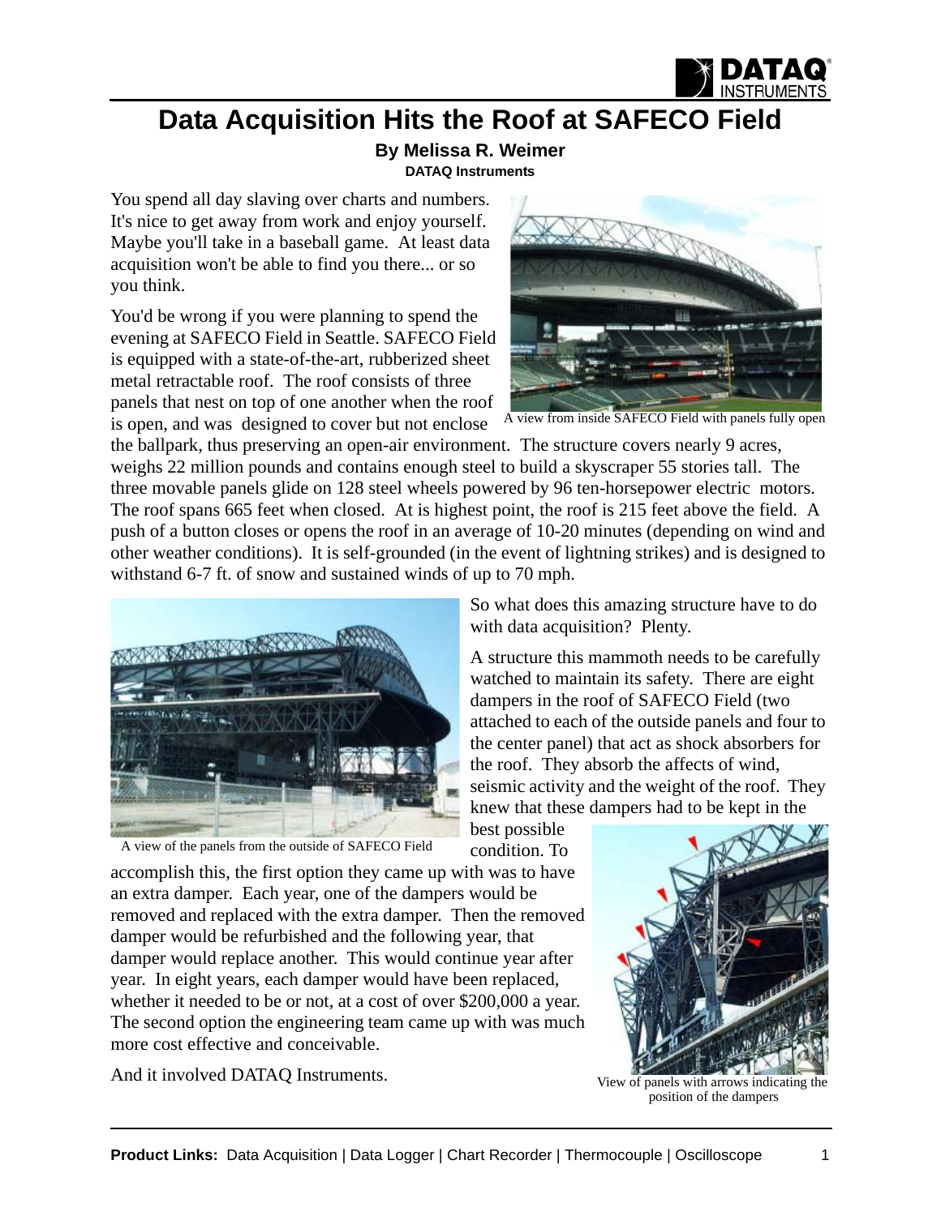# Data Acquisition Hits the Roof at SAFECO Field

**By Melissa R. Weimer**
**DATAQ Instruments**

You spend all day slaving over charts and numbers. It's nice to get away from work and enjoy yourself. Maybe you'll take in a baseball game. At least data acquisition won't be able to find you there... or so you think.

You'd be wrong if you were planning to spend the evening at SAFECO Field in Seattle. SAFECO Field is equipped with a state-of-the-art, rubberized sheet metal retractable roof. The roof consists of three panels that nest on top of one another when the roof is open, and was designed to cover but not enclose the ballpark, thus preserving an open-air environment. The structure covers nearly 9 acres, weighs 22 million pounds and contains enough steel to build a skyscraper 55 stories tall. The three movable panels glide on 128 steel wheels powered by 96 ten-horsepower electric motors. The roof spans 665 feet when closed. At is highest point, the roof is 215 feet above the field. A push of a button closes or opens the roof in an average of 10-20 minutes (depending on wind and other weather conditions). It is self-grounded (in the event of lightning strikes) and is designed to withstand 6-7 ft. of snow and sustained winds of up to 70 mph.

A view from inside SAFECO Field with panels fully open

So what does this amazing structure have to do with data acquisition? Plenty.

A structure this mammoth needs to be carefully watched to maintain its safety. There are eight dampers in the roof of SAFECO Field (two attached to each of the outside panels and four to the center panel) that act as shock absorbers for the roof. They absorb the affects of wind, seismic activity and the weight of the roof. They knew that these dampers had to be kept in the best possible condition. To accomplish this, the first option they came up with was to have an extra damper. Each year, one of the dampers would be removed and replaced with the extra damper. Then the removed damper would be refurbished and the following year, that damper would replace another. This would continue year after year. In eight years, each damper would have been replaced, whether it needed to be or not, at a cost of over $200,000 a year. The second option the engineering team came up with was much more cost effective and conceivable.

A view of the panels from the outside of SAFECO Field

And it involved DATAQ Instruments.

View of panels with arrows indicating the position of the dampers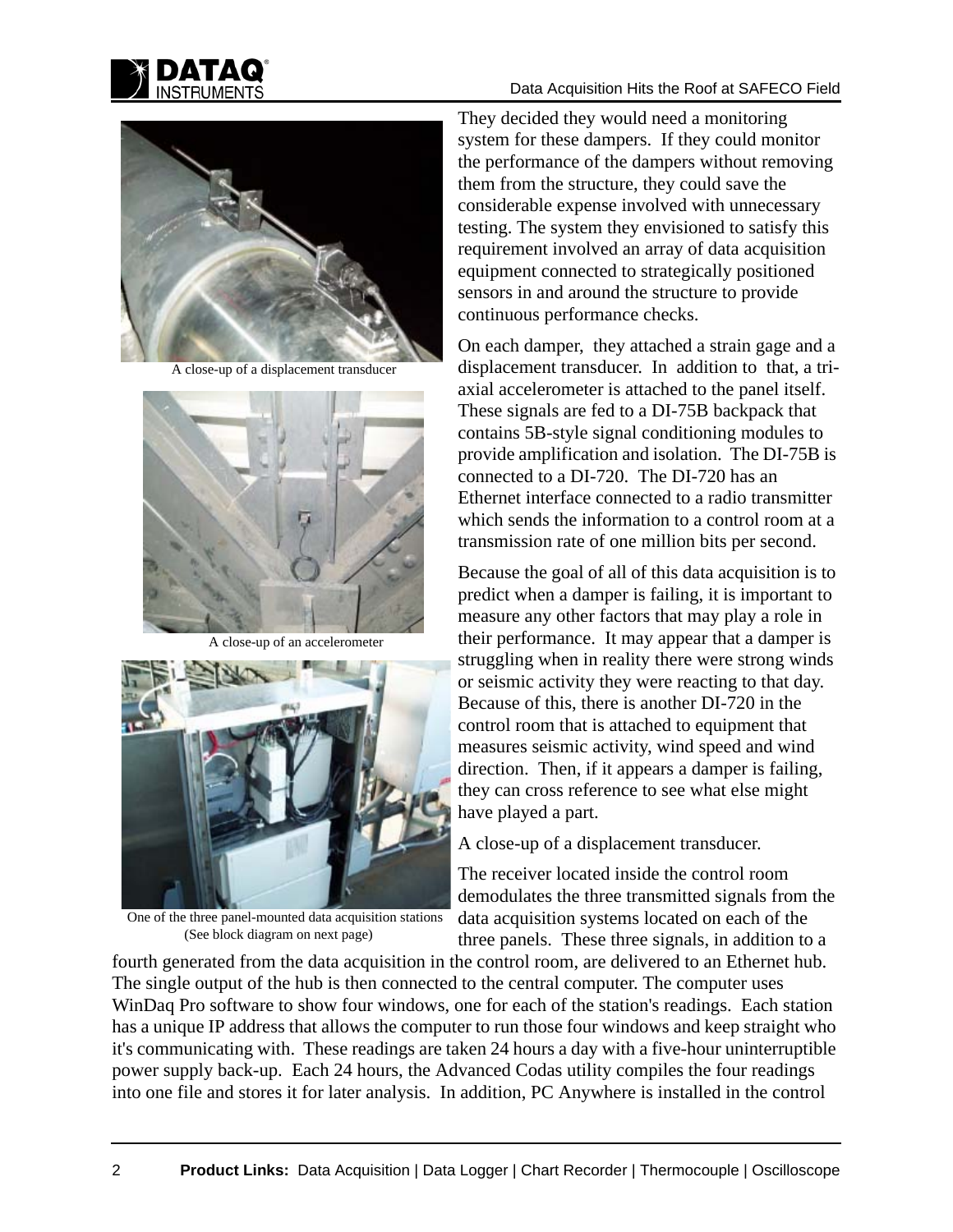They decided they would need a monitoring system for these dampers. If they could monitor the performance of the dampers without removing them from the structure, they could save the considerable expense involved with unnecessary testing. The system they envisioned to satisfy this requirement involved an array of data acquisition equipment connected to strategically positioned sensors in and around the structure to provide continuous performance checks.

A close-up of a displacement transducer

A close-up of an accelerometer

One of the three panel-mounted data acquisition stations (See block diagram on next page)

On each damper, they attached a strain gage and a displacement transducer. In addition to that, a tri-axial accelerometer is attached to the panel itself. These signals are fed to a DI-75B backpack that contains 5B-style signal conditioning modules to provide amplification and isolation. The DI-75B is connected to a DI-720. The DI-720 has an Ethernet interface connected to a radio transmitter which sends the information to a control room at a transmission rate of one million bits per second.

Because the goal of all of this data acquisition is to predict when a damper is failing, it is important to measure any other factors that may play a role in their performance. It may appear that a damper is struggling when in reality there were strong winds or seismic activity they were reacting to that day. Because of this, there is another DI-720 in the control room that is attached to equipment that measures seismic activity, wind speed and wind direction. Then, if it appears a damper is failing, they can cross reference to see what else might have played a part.

A close-up of a displacement transducer.

The receiver located inside the control room demodulates the three transmitted signals from the data acquisition systems located on each of the three panels. These three signals, in addition to a fourth generated from the data acquisition in the control room, are delivered to an Ethernet hub. The single output of the hub is then connected to the central computer. The computer uses WinDaq Pro software to show four windows, one for each of the station's readings. Each station has a unique IP address that allows the computer to run those four windows and keep straight who it's communicating with. These readings are taken 24 hours a day with a five-hour uninterruptible power supply back-up. Each 24 hours, the Advanced Codas utility compiles the four readings into one file and stores it for later analysis. In addition, PC Anywhere is installed in the control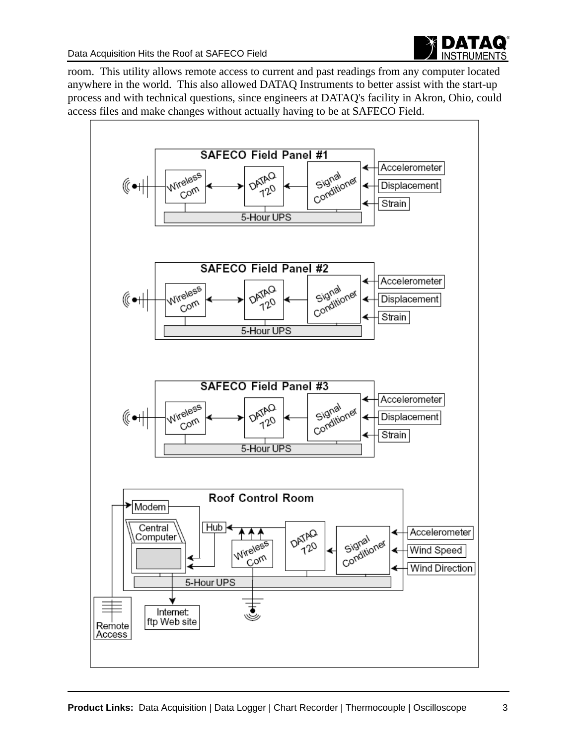room. This utility allows remote access to current and past readings from any computer located anywhere in the world. This also allowed DATAQ Instruments to better assist with the start-up process and with technical questions, since engineers at DATAQ's facility in Akron, Ohio, could access files and make changes without actually having to be at SAFECO Field.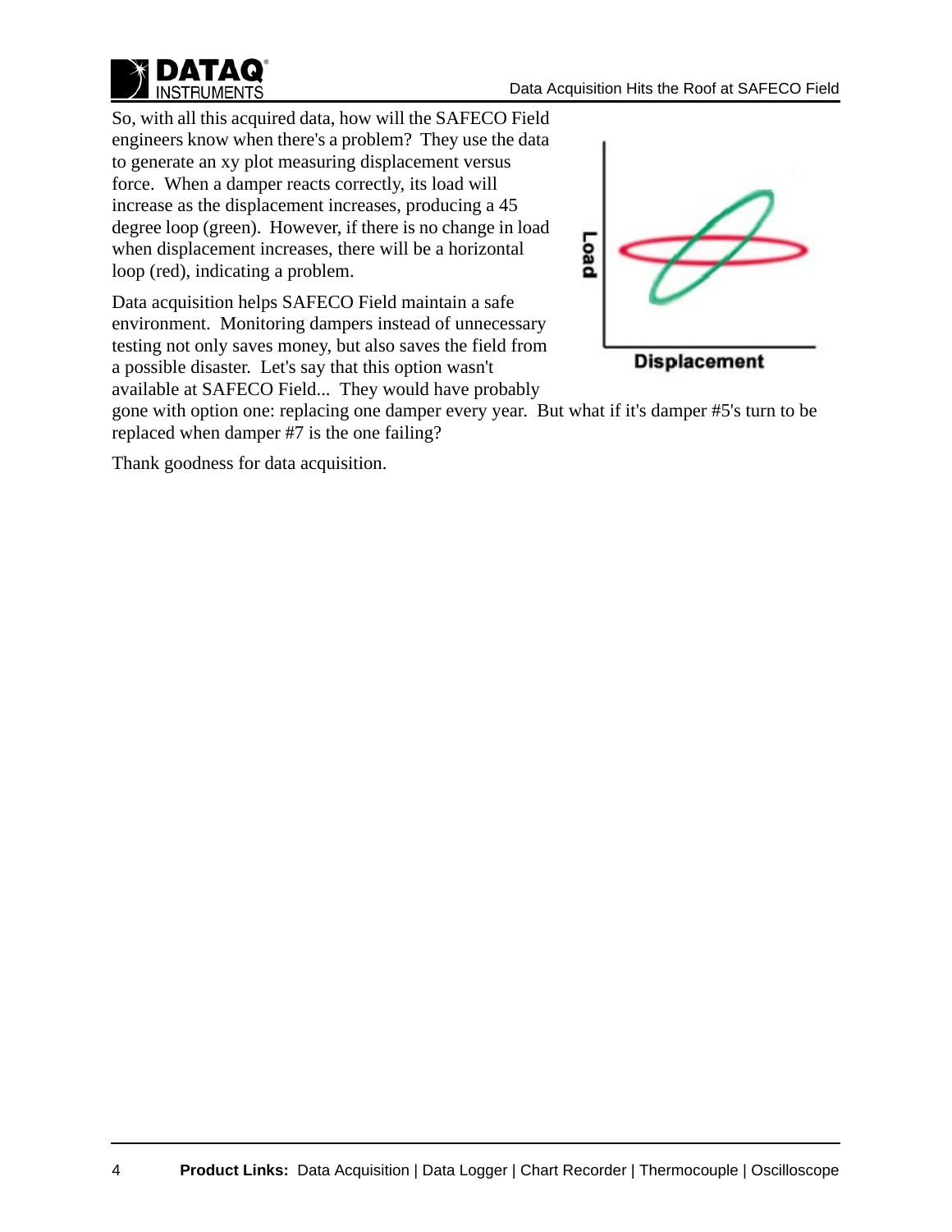So, with all this acquired data, how will the SAFECO Field engineers know when there's a problem? They use the data to generate an xy plot measuring displacement versus force. When a damper reacts correctly, its load will increase as the displacement increases, producing a 45 degree loop (green). However, if there is no change in load when displacement increases, there will be a horizontal loop (red), indicating a problem.

Load

Displacement

Data acquisition helps SAFECO Field maintain a safe environment. Monitoring dampers instead of unnecessary testing not only saves money, but also saves the field from a possible disaster. Let's say that this option wasn't available at SAFECO Field... They would have probably gone with option one: replacing one damper every year. But what if it's damper #5's turn to be replaced when damper #7 is the one failing?

Thank goodness for data acquisition.